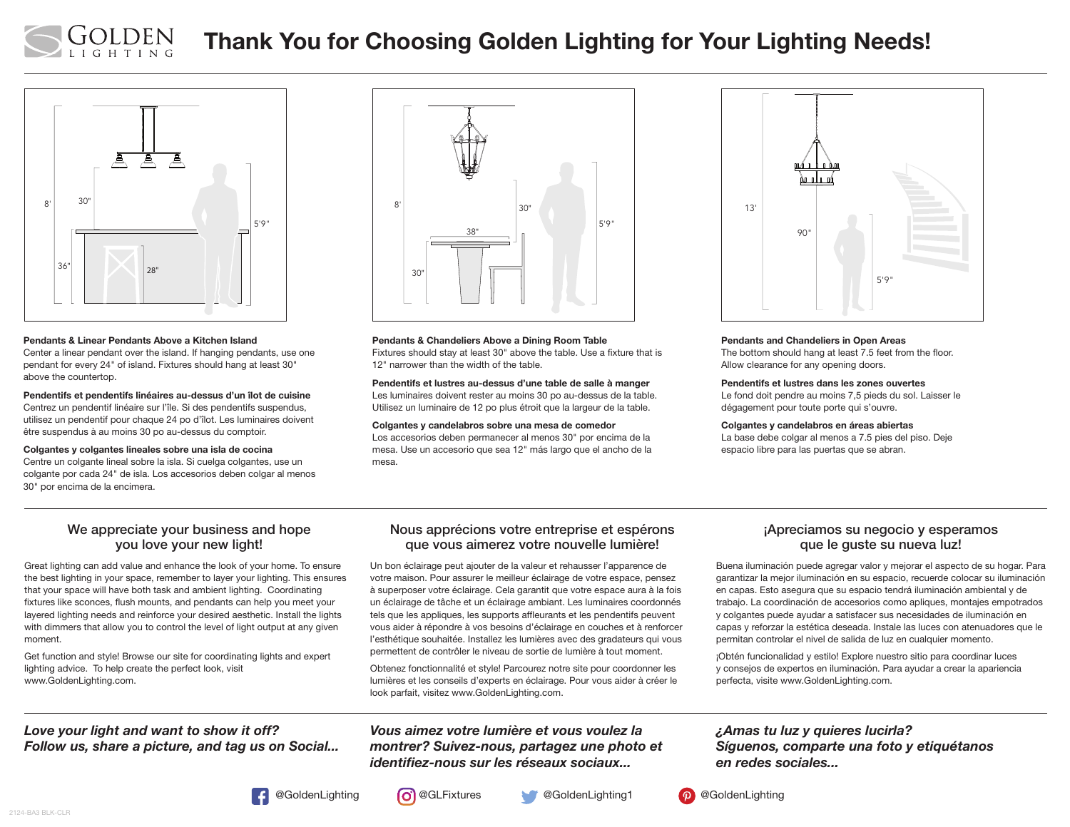# Thank You for Choosing Golden Lighting for Your Lighting Needs!

**Pendants & Linear Pendants Above a Kitchen Island**
Center a linear pendant over the island. If hanging pendants, use one pendant for every 24" of island. Fixtures should hang at least 30" above the countertop.

**Pendentifs et pendentifs linéaires au-dessus d'un îlot de cuisine**
Centrez un pendentif linéaire sur l'île. Si des pendentifs suspendus, utilisez un pendentif pour chaque 24 po d'îlot. Les luminaires doivent être suspendus à au moins 30 po au-dessus du comptoir.

**Colgantes y colgantes lineales sobre una isla de cocina**
Centre un colgante lineal sobre la isla. Si cuelga colgantes, use un colgante por cada 24" de isla. Los accesorios deben colgar al menos 30" por encima de la encimera.

**Pendants & Chandeliers Above a Dining Room Table**
Fixtures should stay at least 30" above the table. Use a fixture that is 12" narrower than the width of the table.

**Pendentifs et lustres au-dessus d'une table de salle à manger**
Les luminaires doivent rester au moins 30 po au-dessus de la table. Utilisez un luminaire de 12 po plus étroit que la largeur de la table.

**Colgantes y candelabros sobre una mesa de comedor**
Los accesorios deben permanecer al menos 30" por encima de la mesa. Use un accesorio que sea 12" más largo que el ancho de la mesa.

**Pendants and Chandeliers in Open Areas**
The bottom should hang at least 7.5 feet from the floor. Allow clearance for any opening doors.

**Pendentifs et lustres dans les zones ouvertes**
Le fond doit pendre au moins 7,5 pieds du sol. Laisser le dégagement pour toute porte qui s'ouvre.

**Colgantes y candelabros en áreas abiertas**
La base debe colgar al menos a 7.5 pies del piso. Deje espacio libre para las puertas que se abran.

## We appreciate your business and hope you love your new light!

Great lighting can add value and enhance the look of your home. To ensure the best lighting in your space, remember to layer your lighting. This ensures that your space will have both task and ambient lighting. Coordinating fixtures like sconces, flush mounts, and pendants can help you meet your layered lighting needs and reinforce your desired aesthetic. Install the lights with dimmers that allow you to control the level of light output at any given moment.

Get function and style! Browse our site for coordinating lights and expert lighting advice. To help create the perfect look, visit www.GoldenLighting.com.

## Nous apprécions votre entreprise et espérons que vous aimerez votre nouvelle lumière!

Un bon éclairage peut ajouter de la valeur et rehausser l'apparence de votre maison. Pour assurer le meilleur éclairage de votre espace, pensez à superposer votre éclairage. Cela garantit que votre espace aura à la fois un éclairage de tâche et un éclairage ambiant. Les luminaires coordonnés tels que les appliques, les supports affleurants et les pendentifs peuvent vous aider à répondre à vos besoins d'éclairage en couches et à renforcer l'esthétique souhaitée. Installez les lumières avec des gradateurs qui vous permettent de contrôler le niveau de sortie de lumière à tout moment.

Obtenez fonctionnalité et style! Parcourez notre site pour coordonner les lumières et les conseils d'experts en éclairage. Pour vous aider à créer le look parfait, visitez www.GoldenLighting.com.

## ¡Apreciamos su negocio y esperamos que le guste su nueva luz!

Buena iluminación puede agregar valor y mejorar el aspecto de su hogar. Para garantizar la mejor iluminación en su espacio, recuerde colocar su iluminación en capas. Esto asegura que su espacio tendrá iluminación ambiental y de trabajo. La coordinación de accesorios como apliques, montajes empotrados y colgantes puede ayudar a satisfacer sus necesidades de iluminación en capas y reforzar la estética deseada. Instale las luces con atenuadores que le permitan controlar el nivel de salida de luz en cualquier momento.

¡Obtén funcionalidad y estilo! Explore nuestro sitio para coordinar luces y consejos de expertos en iluminación. Para ayudar a crear la apariencia perfecta, visite www.GoldenLighting.com.

***Love your light and want to show it off? Follow us, share a picture, and tag us on Social...***

***Vous aimez votre lumière et vous voulez la montrer? Suivez-nous, partagez une photo et identifiez-nous sur les réseaux sociaux...***

***¿Amas tu luz y quieres lucirla? Síguenos, comparte una foto y etiquétanos en redes sociales...***

@GoldenLighting @GLFixtures @GoldenLighting1 @GoldenLighting

2124-BA3 BLK-CLR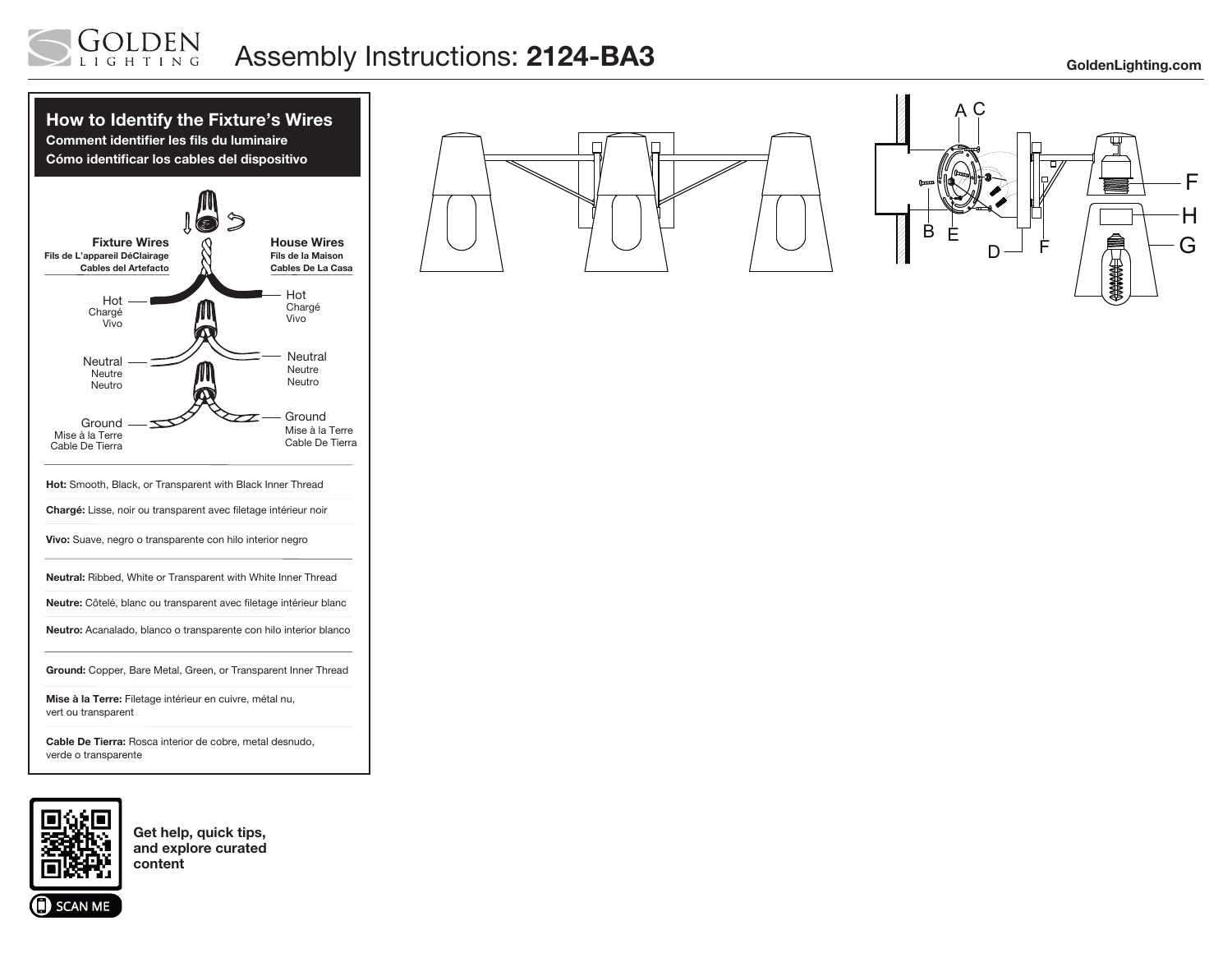# Assembly Instructions: **2124-BA3**

GoldenLighting.com

## How to Identify the Fixture's Wires

**Comment identifier les fils du luminaire**

**Cómo identificar los cables del dispositivo**

| Fixture Wires / Fils de L'appareil DéClairage / Cables del Artefacto | House Wires / Fils de la Maison / Cables De La Casa |
| --- | --- |
| Hot / Chargé / Vivo | Hot / Chargé / Vivo |
| Neutral / Neutre / Neutro | Neutral / Neutre / Neutro |
| Ground / Mise à la Terre / Cable De Tierra | Ground / Mise à la Terre / Cable De Tierra |

**Hot:** Smooth, Black, or Transparent with Black Inner Thread

**Chargé:** Lisse, noir ou transparent avec filetage intérieur noir

**Vivo:** Suave, negro o transparente con hilo interior negro

**Neutral:** Ribbed, White or Transparent with White Inner Thread

**Neutre:** Côtelé, blanc ou transparent avec filetage intérieur blanc

**Neutro:** Acanalado, blanco o transparente con hilo interior blanco

**Ground:** Copper, Bare Metal, Green, or Transparent Inner Thread

**Mise à la Terre:** Filetage intérieur en cuivre, métal nu, vert ou transparent

**Cable De Tierra:** Rosca interior de cobre, metal desnudo, verde o transparente

**Get help, quick tips, and explore curated content**

SCAN ME

A C B E D F F H G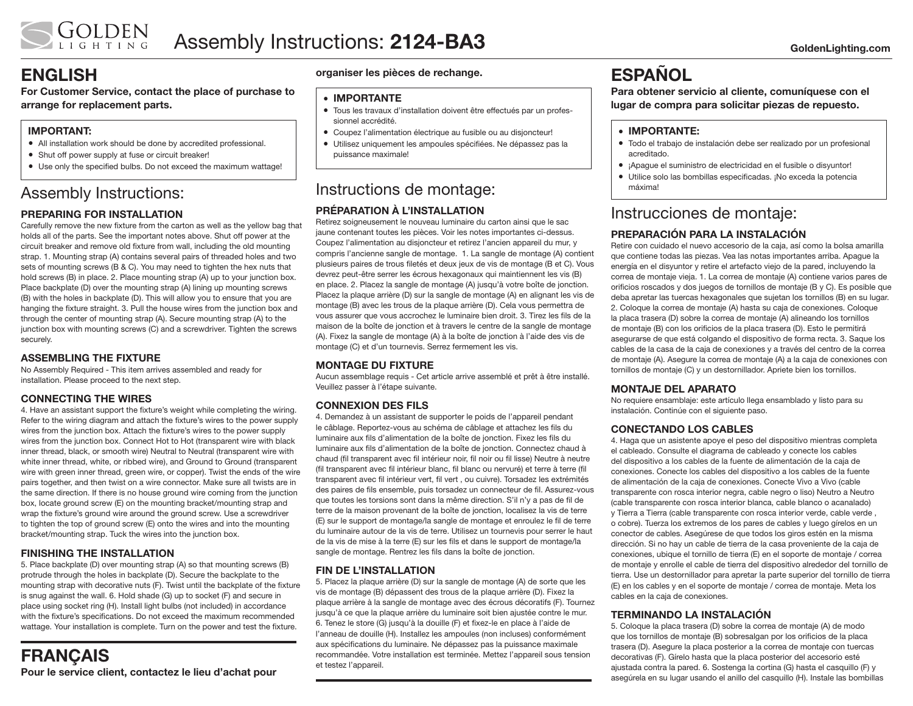# Assembly Instructions: **2124-BA3**

# ENGLISH

**For Customer Service, contact the place of purchase to arrange for replacement parts.**

**IMPORTANT:**
- All installation work should be done by accredited professional.
- Shut off power supply at fuse or circuit breaker!
- Use only the specified bulbs. Do not exceed the maximum wattage!

## Assembly Instructions:

### PREPARING FOR INSTALLATION

Carefully remove the new fixture from the carton as well as the yellow bag that holds all of the parts. See the important notes above. Shut off power at the circuit breaker and remove old fixture from wall, including the old mounting strap. 1. Mounting strap (A) contains several pairs of threaded holes and two sets of mounting screws (B & C). You may need to tighten the hex nuts that hold screws (B) in place. 2. Place mounting strap (A) up to your junction box. Place backplate (D) over the mounting strap (A) lining up mounting screws (B) with the holes in backplate (D). This will allow you to ensure that you are hanging the fixture straight. 3. Pull the house wires from the junction box and through the center of mounting strap (A). Secure mounting strap (A) to the junction box with mounting screws (C) and a screwdriver. Tighten the screws securely.

### ASSEMBLING THE FIXTURE

No Assembly Required - This item arrives assembled and ready for installation. Please proceed to the next step.

### CONNECTING THE WIRES

4. Have an assistant support the fixture's weight while completing the wiring. Refer to the wiring diagram and attach the fixture's wires to the power supply wires from the junction box. Attach the fixture's wires to the power supply wires from the junction box. Connect Hot to Hot (transparent wire with black inner thread, black, or smooth wire) Neutral to Neutral (transparent wire with white inner thread, white, or ribbed wire), and Ground to Ground (transparent wire with green inner thread, green wire, or copper). Twist the ends of the wire pairs together, and then twist on a wire connector. Make sure all twists are in the same direction. If there is no house ground wire coming from the junction box, locate ground screw (E) on the mounting bracket/mounting strap and wrap the fixture's ground wire around the ground screw. Use a screwdriver to tighten the top of ground screw (E) onto the wires and into the mounting bracket/mounting strap. Tuck the wires into the junction box.

### FINISHING THE INSTALLATION

5. Place backplate (D) over mounting strap (A) so that mounting screws (B) protrude through the holes in backplate (D). Secure the backplate to the mounting strap with decorative nuts (F). Twist until the backplate of the fixture is snug against the wall. 6. Hold shade (G) up to socket (F) and secure in place using socket ring (H). Install light bulbs (not included) in accordance with the fixture's specifications. Do not exceed the maximum recommended wattage. Your installation is complete. Turn on the power and test the fixture.

# FRANÇAIS

**Pour le service client, contactez le lieu d'achat pour organiser les pièces de rechange.**

- **IMPORTANTE**
- Tous les travaux d'installation doivent être effectués par un professionnel accrédité.
- Coupez l'alimentation électrique au fusible ou au disjoncteur!
- Utilisez uniquement les ampoules spécifiées. Ne dépassez pas la puissance maximale!

## Instructions de montage:

### PRÉPARATION À L'INSTALLATION

Retirez soigneusement le nouveau luminaire du carton ainsi que le sac jaune contenant toutes les pièces. Voir les notes importantes ci-dessus. Coupez l'alimentation au disjoncteur et retirez l'ancien appareil du mur, y compris l'ancienne sangle de montage. 1. La sangle de montage (A) contient plusieurs paires de trous filetés et deux jeux de vis de montage (B et C). Vous devrez peut-être serrer les écrous hexagonaux qui maintiennent les vis (B) en place. 2. Placez la sangle de montage (A) jusqu'à votre boîte de jonction. Placez la plaque arrière (D) sur la sangle de montage (A) en alignant les vis de montage (B) avec les trous de la plaque arrière (D). Cela vous permettra de vous assurer que vous accrochez le luminaire bien droit. 3. Tirez les fils de la maison de la boîte de jonction et à travers le centre de la sangle de montage (A). Fixez la sangle de montage (A) à la boîte de jonction à l'aide des vis de montage (C) et d'un tournevis. Serrez fermement les vis.

### MONTAGE DU FIXTURE

Aucun assemblage requis - Cet article arrive assemblé et prêt à être installé. Veuillez passer à l'étape suivante.

### CONNEXION DES FILS

4. Demandez à un assistant de supporter le poids de l'appareil pendant le câblage. Reportez-vous au schéma de câblage et attachez les fils du luminaire aux fils d'alimentation de la boîte de jonction. Fixez les fils du luminaire aux fils d'alimentation de la boîte de jonction. Connectez chaud à chaud (fil transparent avec fil intérieur noir, fil noir ou fil lisse) Neutre à neutre (fil transparent avec fil intérieur blanc, fil blanc ou nervuré) et terre à terre (fil transparent avec fil intérieur vert, fil vert , ou cuivre). Torsadez les extrémités des paires de fils ensemble, puis torsadez un connecteur de fil. Assurez-vous que toutes les torsions sont dans la même direction. S'il n'y a pas de fil de terre de la maison provenant de la boîte de jonction, localisez la vis de terre (E) sur le support de montage/la sangle de montage et enroulez le fil de terre du luminaire autour de la vis de terre. Utilisez un tournevis pour serrer le haut de la vis de mise à la terre (E) sur les fils et dans le support de montage/la sangle de montage. Rentrez les fils dans la boîte de jonction.

### FIN DE L'INSTALLATION

5. Placez la plaque arrière (D) sur la sangle de montage (A) de sorte que les vis de montage (B) dépassent des trous de la plaque arrière (D). Fixez la plaque arrière à la sangle de montage avec des écrous décoratifs (F). Tournez jusqu'à ce que la plaque arrière du luminaire soit bien ajustée contre le mur. 6. Tenez le store (G) jusqu'à la douille (F) et fixez-le en place à l'aide de l'anneau de douille (H). Installez les ampoules (non incluses) conformément aux spécifications du luminaire. Ne dépassez pas la puissance maximale recommandée. Votre installation est terminée. Mettez l'appareil sous tension et testez l'appareil.

# ESPAÑOL

**Para obtener servicio al cliente, comuníquese con el lugar de compra para solicitar piezas de repuesto.**

- **IMPORTANTE:**
- Todo el trabajo de instalación debe ser realizado por un profesional acreditado.
- ¡Apague el suministro de electricidad en el fusible o disyuntor!
- Utilice solo las bombillas especificadas. ¡No exceda la potencia máxima!

## Instrucciones de montaje:

### PREPARACIÓN PARA LA INSTALACIÓN

Retire con cuidado el nuevo accesorio de la caja, así como la bolsa amarilla que contiene todas las piezas. Vea las notas importantes arriba. Apague la energía en el disyuntor y retire el artefacto viejo de la pared, incluyendo la correa de montaje vieja. 1. La correa de montaje (A) contiene varios pares de orificios roscados y dos juegos de tornillos de montaje (B y C). Es posible que deba apretar las tuercas hexagonales que sujetan los tornillos (B) en su lugar. 2. Coloque la correa de montaje (A) hasta su caja de conexiones. Coloque la placa trasera (D) sobre la correa de montaje (A) alineando los tornillos de montaje (B) con los orificios de la placa trasera (D). Esto le permitirá asegurarse de que está colgando el dispositivo de forma recta. 3. Saque los cables de la casa de la caja de conexiones y a través del centro de la correa de montaje (A). Asegure la correa de montaje (A) a la caja de conexiones con tornillos de montaje (C) y un destornillador. Apriete bien los tornillos.

### MONTAJE DEL APARATO

No requiere ensamblaje: este artículo llega ensamblado y listo para su instalación. Continúe con el siguiente paso.

### CONECTANDO LOS CABLES

4. Haga que un asistente apoye el peso del dispositivo mientras completa el cableado. Consulte el diagrama de cableado y conecte los cables del dispositivo a los cables de la fuente de alimentación de la caja de conexiones. Conecte los cables del dispositivo a los cables de la fuente de alimentación de la caja de conexiones. Conecte Vivo a Vivo (cable transparente con rosca interior negra, cable negro o liso) Neutro a Neutro (cable transparente con rosca interior blanca, cable blanco o acanalado) y Tierra a Tierra (cable transparente con rosca interior verde, cable verde , o cobre). Tuerza los extremos de los pares de cables y luego gírelos en un conector de cables. Asegúrese de que todos los giros estén en la misma dirección. Si no hay un cable de tierra de la casa proveniente de la caja de conexiones, ubique el tornillo de tierra (E) en el soporte de montaje / correa de montaje y enrolle el cable de tierra del dispositivo alrededor del tornillo de tierra. Use un destornillador para apretar la parte superior del tornillo de tierra (E) en los cables y en el soporte de montaje / correa de montaje. Meta los cables en la caja de conexiones.

### TERMINANDO LA INSTALACIÓN

5. Coloque la placa trasera (D) sobre la correa de montaje (A) de modo que los tornillos de montaje (B) sobresalgan por los orificios de la placa trasera (D). Asegure la placa posterior a la correa de montaje con tuercas decorativas (F). Gírelo hasta que la placa posterior del accesorio esté ajustada contra la pared. 6. Sostenga la cortina (G) hasta el casquillo (F) y asegúrela en su lugar usando el anillo del casquillo (H). Instale las bombillas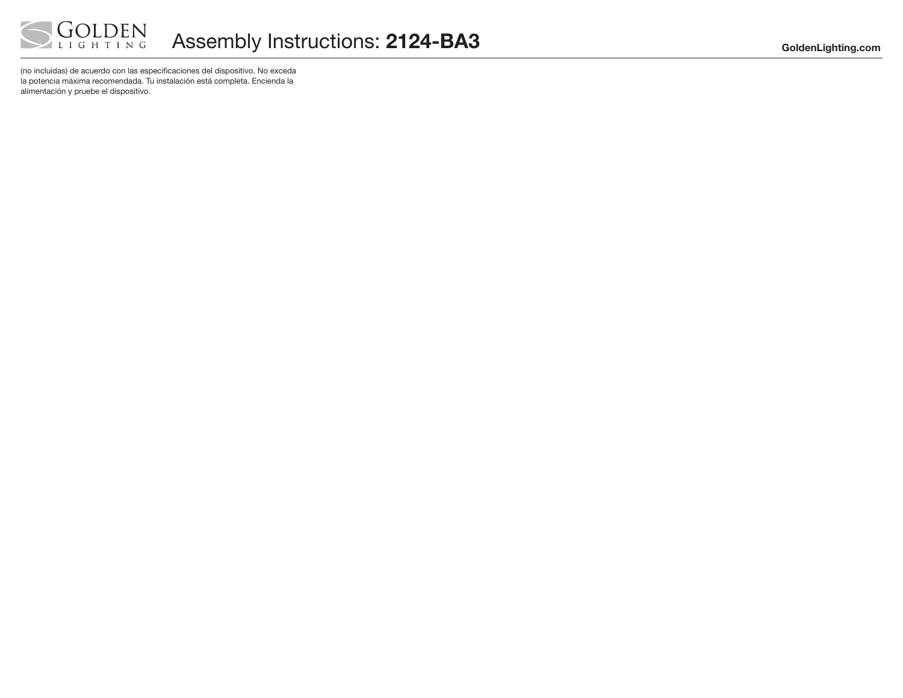(no incluidas) de acuerdo con las especificaciones del dispositivo. No exceda la potencia máxima recomendada. Tu instalación está completa. Encienda la alimentación y pruebe el dispositivo.